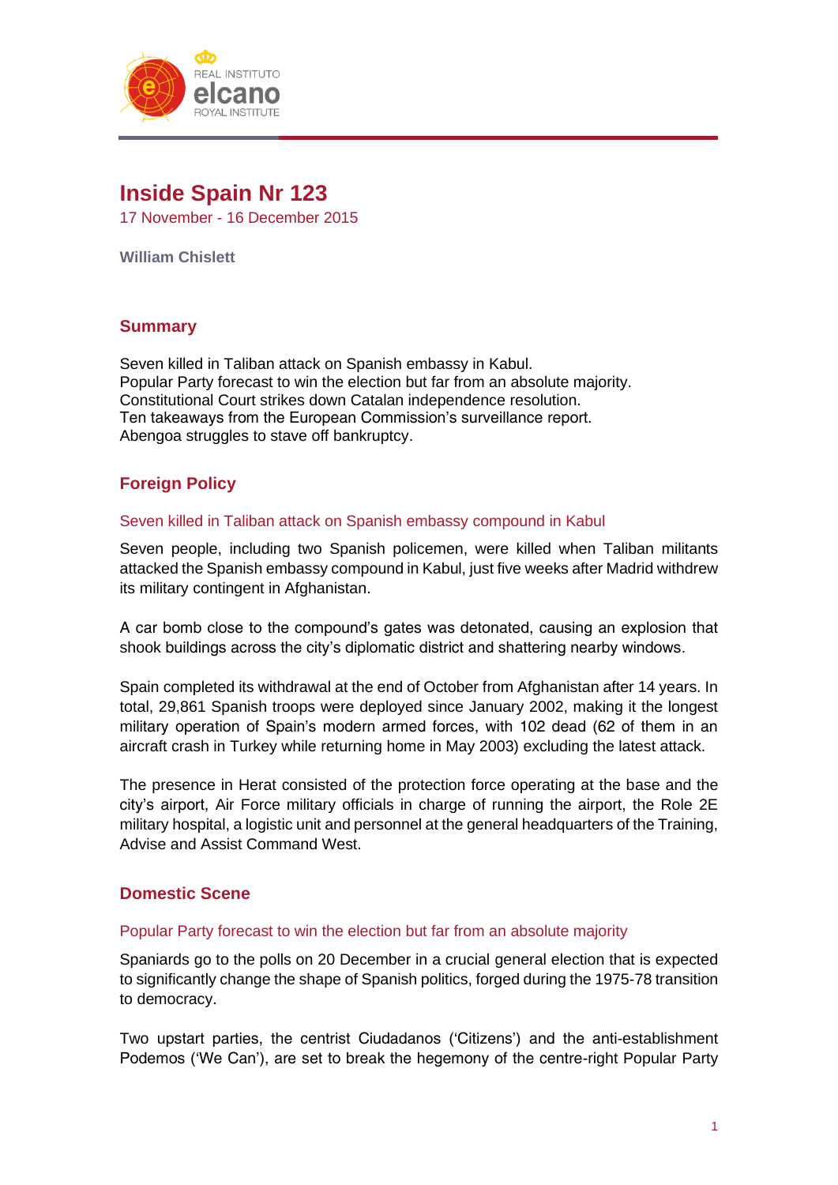# Inside Spain Nr 123

17 November - 16 December 2015

**William Chislett**

## Summary

Seven killed in Taliban attack on Spanish embassy in Kabul.
Popular Party forecast to win the election but far from an absolute majority.
Constitutional Court strikes down Catalan independence resolution.
Ten takeaways from the European Commission's surveillance report.
Abengoa struggles to stave off bankruptcy.

## Foreign Policy

### Seven killed in Taliban attack on Spanish embassy compound in Kabul

Seven people, including two Spanish policemen, were killed when Taliban militants attacked the Spanish embassy compound in Kabul, just five weeks after Madrid withdrew its military contingent in Afghanistan.

A car bomb close to the compound's gates was detonated, causing an explosion that shook buildings across the city's diplomatic district and shattering nearby windows.

Spain completed its withdrawal at the end of October from Afghanistan after 14 years. In total, 29,861 Spanish troops were deployed since January 2002, making it the longest military operation of Spain's modern armed forces, with 102 dead (62 of them in an aircraft crash in Turkey while returning home in May 2003) excluding the latest attack.

The presence in Herat consisted of the protection force operating at the base and the city's airport, Air Force military officials in charge of running the airport, the Role 2E military hospital, a logistic unit and personnel at the general headquarters of the Training, Advise and Assist Command West.

## Domestic Scene

### Popular Party forecast to win the election but far from an absolute majority

Spaniards go to the polls on 20 December in a crucial general election that is expected to significantly change the shape of Spanish politics, forged during the 1975-78 transition to democracy.

Two upstart parties, the centrist Ciudadanos ('Citizens') and the anti-establishment Podemos ('We Can'), are set to break the hegemony of the centre-right Popular Party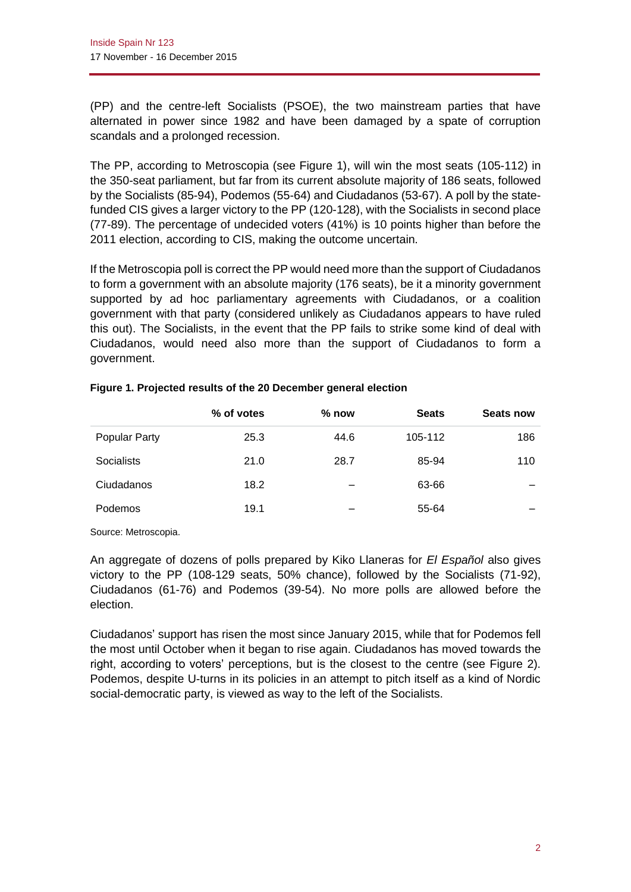(PP) and the centre-left Socialists (PSOE), the two mainstream parties that have alternated in power since 1982 and have been damaged by a spate of corruption scandals and a prolonged recession.

The PP, according to Metroscopia (see Figure 1), will win the most seats (105-112) in the 350-seat parliament, but far from its current absolute majority of 186 seats, followed by the Socialists (85-94), Podemos (55-64) and Ciudadanos (53-67). A poll by the state-funded CIS gives a larger victory to the PP (120-128), with the Socialists in second place (77-89). The percentage of undecided voters (41%) is 10 points higher than before the 2011 election, according to CIS, making the outcome uncertain.

If the Metroscopia poll is correct the PP would need more than the support of Ciudadanos to form a government with an absolute majority (176 seats), be it a minority government supported by ad hoc parliamentary agreements with Ciudadanos, or a coalition government with that party (considered unlikely as Ciudadanos appears to have ruled this out). The Socialists, in the event that the PP fails to strike some kind of deal with Ciudadanos, would need also more than the support of Ciudadanos to form a government.

**Figure 1. Projected results of the 20 December general election**

| | % of votes | % now | Seats | Seats now |
|---|---|---|---|---|
| Popular Party | 25.3 | 44.6 | 105-112 | 186 |
| Socialists | 21.0 | 28.7 | 85-94 | 110 |
| Ciudadanos | 18.2 | – | 63-66 | – |
| Podemos | 19.1 | – | 55-64 | – |

Source: Metroscopia.

An aggregate of dozens of polls prepared by Kiko Llaneras for *El Español* also gives victory to the PP (108-129 seats, 50% chance), followed by the Socialists (71-92), Ciudadanos (61-76) and Podemos (39-54). No more polls are allowed before the election.

Ciudadanos' support has risen the most since January 2015, while that for Podemos fell the most until October when it began to rise again. Ciudadanos has moved towards the right, according to voters' perceptions, but is the closest to the centre (see Figure 2). Podemos, despite U-turns in its policies in an attempt to pitch itself as a kind of Nordic social-democratic party, is viewed as way to the left of the Socialists.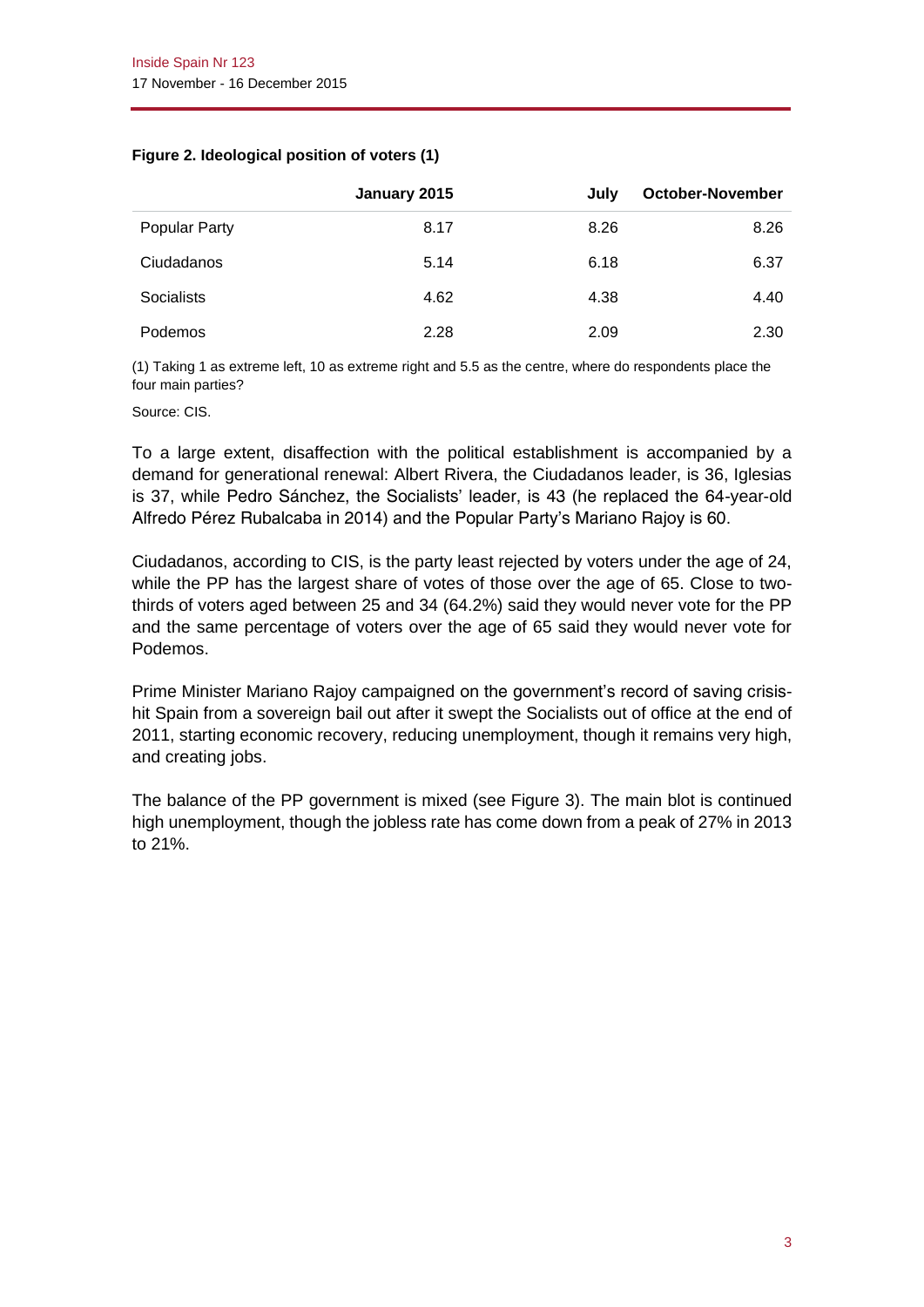**Figure 2. Ideological position of voters (1)**

| | January 2015 | July | October-November |
|---|---|---|---|
| Popular Party | 8.17 | 8.26 | 8.26 |
| Ciudadanos | 5.14 | 6.18 | 6.37 |
| Socialists | 4.62 | 4.38 | 4.40 |
| Podemos | 2.28 | 2.09 | 2.30 |

(1) Taking 1 as extreme left, 10 as extreme right and 5.5 as the centre, where do respondents place the four main parties?

Source: CIS.

To a large extent, disaffection with the political establishment is accompanied by a demand for generational renewal: Albert Rivera, the Ciudadanos leader, is 36, Iglesias is 37, while Pedro Sánchez, the Socialists' leader, is 43 (he replaced the 64-year-old Alfredo Pérez Rubalcaba in 2014) and the Popular Party's Mariano Rajoy is 60.

Ciudadanos, according to CIS, is the party least rejected by voters under the age of 24, while the PP has the largest share of votes of those over the age of 65. Close to two-thirds of voters aged between 25 and 34 (64.2%) said they would never vote for the PP and the same percentage of voters over the age of 65 said they would never vote for Podemos.

Prime Minister Mariano Rajoy campaigned on the government's record of saving crisis-hit Spain from a sovereign bail out after it swept the Socialists out of office at the end of 2011, starting economic recovery, reducing unemployment, though it remains very high, and creating jobs.

The balance of the PP government is mixed (see Figure 3). The main blot is continued high unemployment, though the jobless rate has come down from a peak of 27% in 2013 to 21%.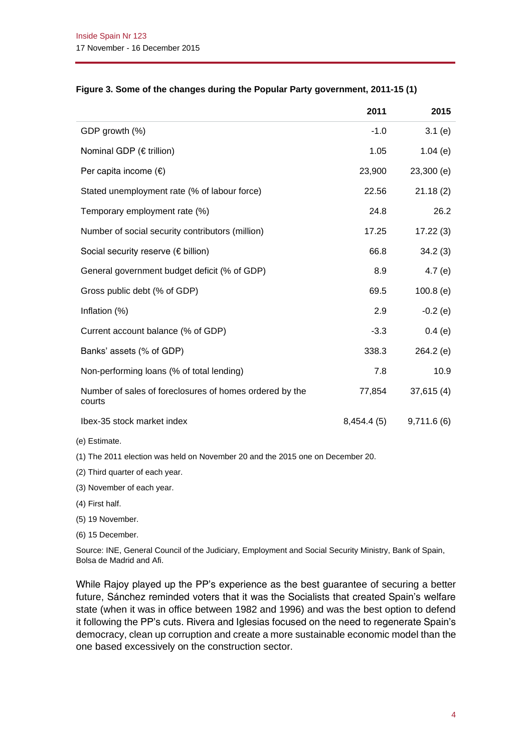**Figure 3. Some of the changes during the Popular Party government, 2011-15 (1)**

| | 2011 | 2015 |
|---|---|---|
| GDP growth (%) | -1.0 | 3.1 (e) |
| Nominal GDP (€ trillion) | 1.05 | 1.04 (e) |
| Per capita income (€) | 23,900 | 23,300 (e) |
| Stated unemployment rate (% of labour force) | 22.56 | 21.18 (2) |
| Temporary employment rate (%) | 24.8 | 26.2 |
| Number of social security contributors (million) | 17.25 | 17.22 (3) |
| Social security reserve (€ billion) | 66.8 | 34.2 (3) |
| General government budget deficit (% of GDP) | 8.9 | 4.7 (e) |
| Gross public debt (% of GDP) | 69.5 | 100.8 (e) |
| Inflation (%) | 2.9 | -0.2 (e) |
| Current account balance (% of GDP) | -3.3 | 0.4 (e) |
| Banks' assets (% of GDP) | 338.3 | 264.2 (e) |
| Non-performing loans (% of total lending) | 7.8 | 10.9 |
| Number of sales of foreclosures of homes ordered by the courts | 77,854 | 37,615 (4) |
| Ibex-35 stock market index | 8,454.4 (5) | 9,711.6 (6) |

(e) Estimate.

(1) The 2011 election was held on November 20 and the 2015 one on December 20.

(2) Third quarter of each year.

(3) November of each year.

(4) First half.

(5) 19 November.

(6) 15 December.

Source: INE, General Council of the Judiciary, Employment and Social Security Ministry, Bank of Spain, Bolsa de Madrid and Afi.

While Rajoy played up the PP's experience as the best guarantee of securing a better future, Sánchez reminded voters that it was the Socialists that created Spain's welfare state (when it was in office between 1982 and 1996) and was the best option to defend it following the PP's cuts. Rivera and Iglesias focused on the need to regenerate Spain's democracy, clean up corruption and create a more sustainable economic model than the one based excessively on the construction sector.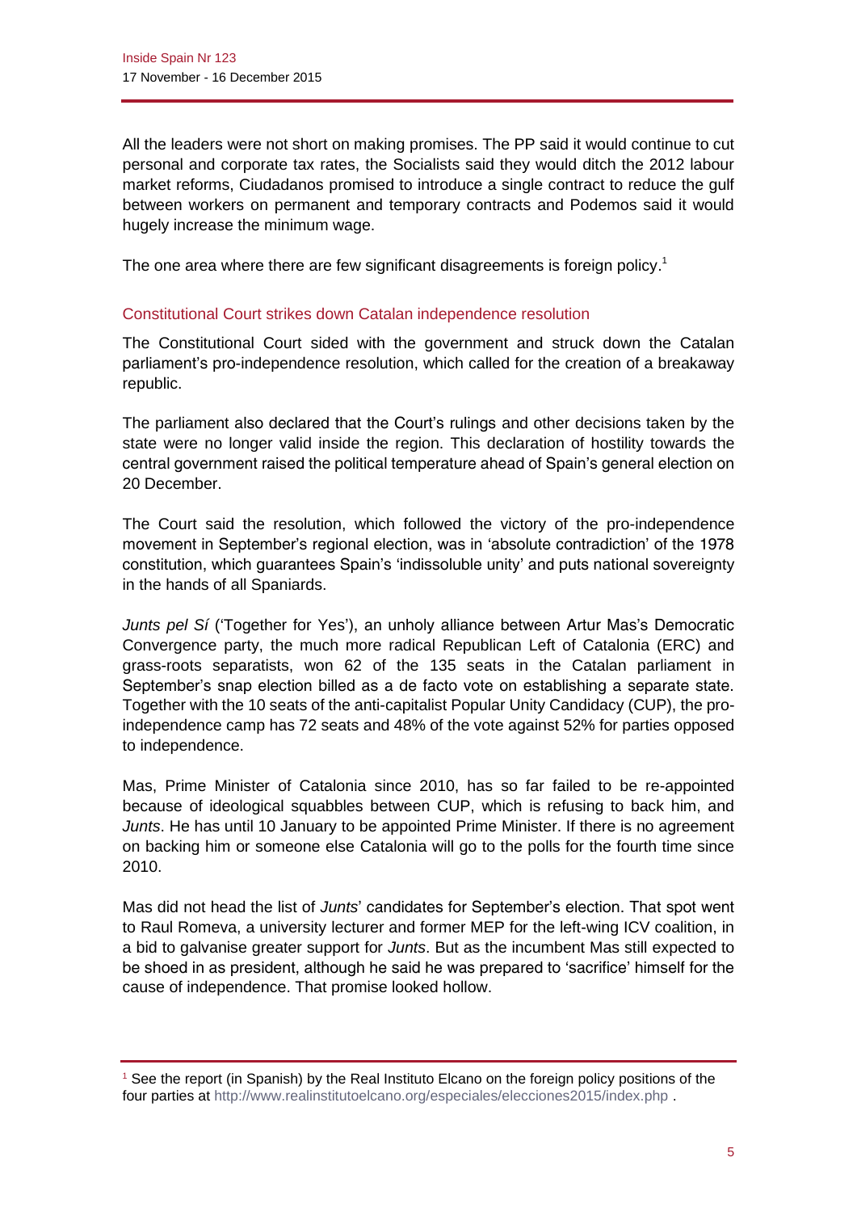All the leaders were not short on making promises. The PP said it would continue to cut personal and corporate tax rates, the Socialists said they would ditch the 2012 labour market reforms, Ciudadanos promised to introduce a single contract to reduce the gulf between workers on permanent and temporary contracts and Podemos said it would hugely increase the minimum wage.

The one area where there are few significant disagreements is foreign policy.[1]

### Constitutional Court strikes down Catalan independence resolution

The Constitutional Court sided with the government and struck down the Catalan parliament's pro-independence resolution, which called for the creation of a breakaway republic.

The parliament also declared that the Court's rulings and other decisions taken by the state were no longer valid inside the region. This declaration of hostility towards the central government raised the political temperature ahead of Spain's general election on 20 December.

The Court said the resolution, which followed the victory of the pro-independence movement in September's regional election, was in 'absolute contradiction' of the 1978 constitution, which guarantees Spain's 'indissoluble unity' and puts national sovereignty in the hands of all Spaniards.

*Junts pel Sí* ('Together for Yes'), an unholy alliance between Artur Mas's Democratic Convergence party, the much more radical Republican Left of Catalonia (ERC) and grass-roots separatists, won 62 of the 135 seats in the Catalan parliament in September's snap election billed as a de facto vote on establishing a separate state. Together with the 10 seats of the anti-capitalist Popular Unity Candidacy (CUP), the pro-independence camp has 72 seats and 48% of the vote against 52% for parties opposed to independence.

Mas, Prime Minister of Catalonia since 2010, has so far failed to be re-appointed because of ideological squabbles between CUP, which is refusing to back him, and *Junts*. He has until 10 January to be appointed Prime Minister. If there is no agreement on backing him or someone else Catalonia will go to the polls for the fourth time since 2010.

Mas did not head the list of *Junts*' candidates for September's election. That spot went to Raul Romeva, a university lecturer and former MEP for the left-wing ICV coalition, in a bid to galvanise greater support for *Junts*. But as the incumbent Mas still expected to be shoed in as president, although he said he was prepared to 'sacrifice' himself for the cause of independence. That promise looked hollow.

---

[1] See the report (in Spanish) by the Real Instituto Elcano on the foreign policy positions of the four parties at http://www.realinstitutoelcano.org/especiales/elecciones2015/index.php .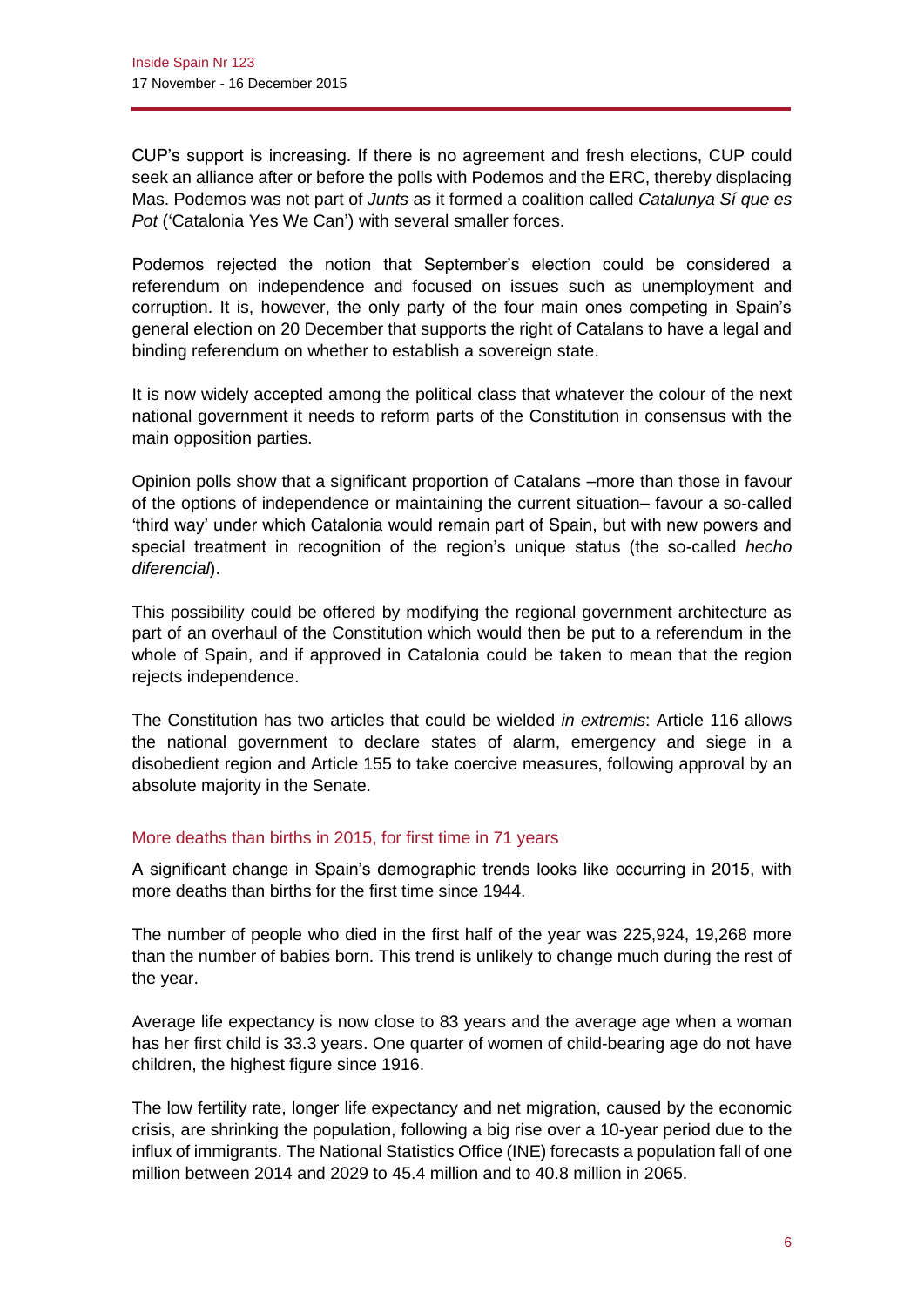CUP's support is increasing. If there is no agreement and fresh elections, CUP could seek an alliance after or before the polls with Podemos and the ERC, thereby displacing Mas. Podemos was not part of *Junts* as it formed a coalition called *Catalunya Sí que es Pot* ('Catalonia Yes We Can') with several smaller forces.

Podemos rejected the notion that September's election could be considered a referendum on independence and focused on issues such as unemployment and corruption. It is, however, the only party of the four main ones competing in Spain's general election on 20 December that supports the right of Catalans to have a legal and binding referendum on whether to establish a sovereign state.

It is now widely accepted among the political class that whatever the colour of the next national government it needs to reform parts of the Constitution in consensus with the main opposition parties.

Opinion polls show that a significant proportion of Catalans –more than those in favour of the options of independence or maintaining the current situation– favour a so-called 'third way' under which Catalonia would remain part of Spain, but with new powers and special treatment in recognition of the region's unique status (the so-called *hecho diferencial*).

This possibility could be offered by modifying the regional government architecture as part of an overhaul of the Constitution which would then be put to a referendum in the whole of Spain, and if approved in Catalonia could be taken to mean that the region rejects independence.

The Constitution has two articles that could be wielded *in extremis*: Article 116 allows the national government to declare states of alarm, emergency and siege in a disobedient region and Article 155 to take coercive measures, following approval by an absolute majority in the Senate.

## More deaths than births in 2015, for first time in 71 years

A significant change in Spain's demographic trends looks like occurring in 2015, with more deaths than births for the first time since 1944.

The number of people who died in the first half of the year was 225,924, 19,268 more than the number of babies born. This trend is unlikely to change much during the rest of the year.

Average life expectancy is now close to 83 years and the average age when a woman has her first child is 33.3 years. One quarter of women of child-bearing age do not have children, the highest figure since 1916.

The low fertility rate, longer life expectancy and net migration, caused by the economic crisis, are shrinking the population, following a big rise over a 10-year period due to the influx of immigrants. The National Statistics Office (INE) forecasts a population fall of one million between 2014 and 2029 to 45.4 million and to 40.8 million in 2065.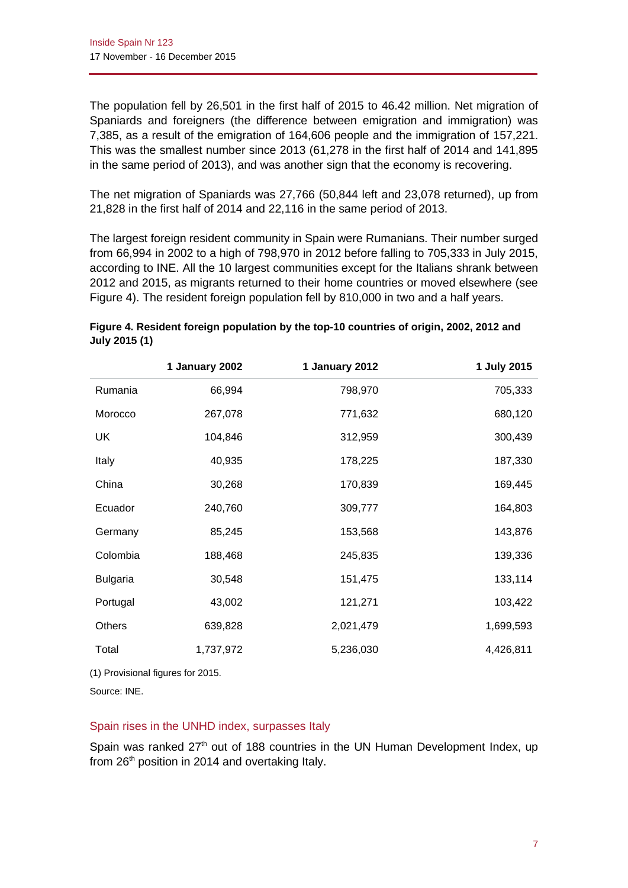The population fell by 26,501 in the first half of 2015 to 46.42 million. Net migration of Spaniards and foreigners (the difference between emigration and immigration) was 7,385, as a result of the emigration of 164,606 people and the immigration of 157,221. This was the smallest number since 2013 (61,278 in the first half of 2014 and 141,895 in the same period of 2013), and was another sign that the economy is recovering.

The net migration of Spaniards was 27,766 (50,844 left and 23,078 returned), up from 21,828 in the first half of 2014 and 22,116 in the same period of 2013.

The largest foreign resident community in Spain were Rumanians. Their number surged from 66,994 in 2002 to a high of 798,970 in 2012 before falling to 705,333 in July 2015, according to INE. All the 10 largest communities except for the Italians shrank between 2012 and 2015, as migrants returned to their home countries or moved elsewhere (see Figure 4). The resident foreign population fell by 810,000 in two and a half years.

**Figure 4. Resident foreign population by the top-10 countries of origin, 2002, 2012 and July 2015 (1)**

| | 1 January 2002 | 1 January 2012 | 1 July 2015 |
|---|---|---|---|
| Rumania | 66,994 | 798,970 | 705,333 |
| Morocco | 267,078 | 771,632 | 680,120 |
| UK | 104,846 | 312,959 | 300,439 |
| Italy | 40,935 | 178,225 | 187,330 |
| China | 30,268 | 170,839 | 169,445 |
| Ecuador | 240,760 | 309,777 | 164,803 |
| Germany | 85,245 | 153,568 | 143,876 |
| Colombia | 188,468 | 245,835 | 139,336 |
| Bulgaria | 30,548 | 151,475 | 133,114 |
| Portugal | 43,002 | 121,271 | 103,422 |
| Others | 639,828 | 2,021,479 | 1,699,593 |
| Total | 1,737,972 | 5,236,030 | 4,426,811 |

(1) Provisional figures for 2015.

Source: INE.

## Spain rises in the UNHD index, surpasses Italy

Spain was ranked 27th out of 188 countries in the UN Human Development Index, up from 26th position in 2014 and overtaking Italy.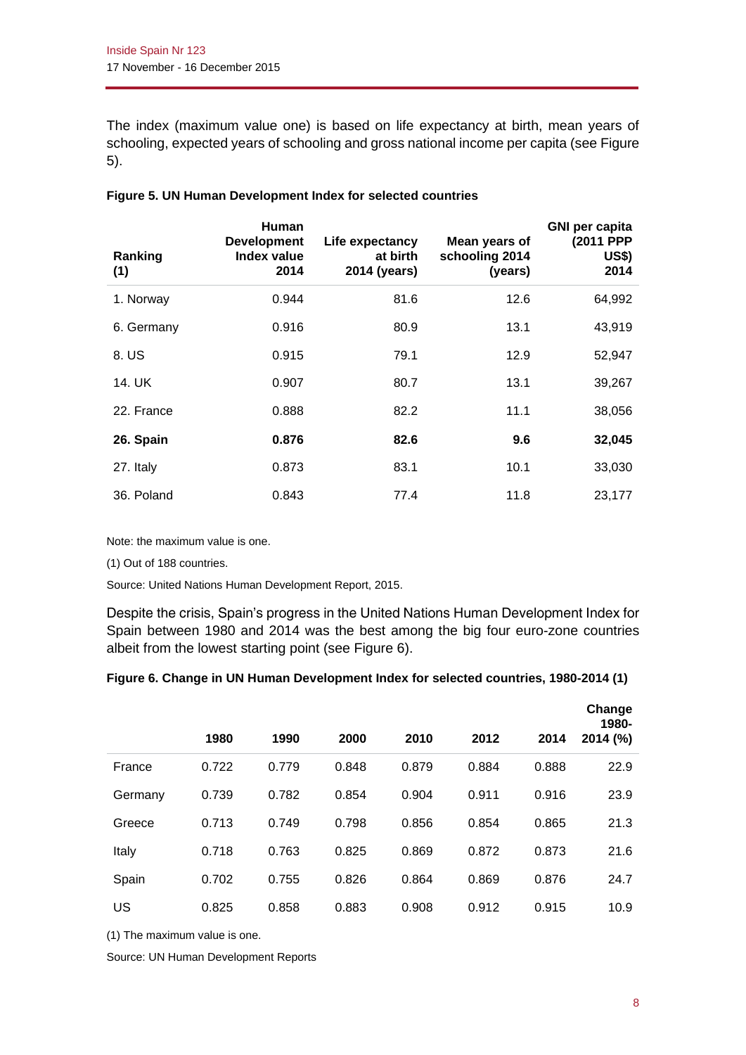The index (maximum value one) is based on life expectancy at birth, mean years of schooling, expected years of schooling and gross national income per capita (see Figure 5).

**Figure 5. UN Human Development Index for selected countries**

| Ranking (1) | Human Development Index value 2014 | Life expectancy at birth 2014 (years) | Mean years of schooling 2014 (years) | GNI per capita (2011 PPP US$) 2014 |
|---|---|---|---|---|
| 1. Norway | 0.944 | 81.6 | 12.6 | 64,992 |
| 6. Germany | 0.916 | 80.9 | 13.1 | 43,919 |
| 8. US | 0.915 | 79.1 | 12.9 | 52,947 |
| 14. UK | 0.907 | 80.7 | 13.1 | 39,267 |
| 22. France | 0.888 | 82.2 | 11.1 | 38,056 |
| **26. Spain** | **0.876** | **82.6** | **9.6** | **32,045** |
| 27. Italy | 0.873 | 83.1 | 10.1 | 33,030 |
| 36. Poland | 0.843 | 77.4 | 11.8 | 23,177 |

Note: the maximum value is one.

(1) Out of 188 countries.

Source: United Nations Human Development Report, 2015.

Despite the crisis, Spain's progress in the United Nations Human Development Index for Spain between 1980 and 2014 was the best among the big four euro-zone countries albeit from the lowest starting point (see Figure 6).

**Figure 6. Change in UN Human Development Index for selected countries, 1980-2014 (1)**

| | 1980 | 1990 | 2000 | 2010 | 2012 | 2014 | Change 1980-2014 (%) |
|---|---|---|---|---|---|---|---|
| France | 0.722 | 0.779 | 0.848 | 0.879 | 0.884 | 0.888 | 22.9 |
| Germany | 0.739 | 0.782 | 0.854 | 0.904 | 0.911 | 0.916 | 23.9 |
| Greece | 0.713 | 0.749 | 0.798 | 0.856 | 0.854 | 0.865 | 21.3 |
| Italy | 0.718 | 0.763 | 0.825 | 0.869 | 0.872 | 0.873 | 21.6 |
| Spain | 0.702 | 0.755 | 0.826 | 0.864 | 0.869 | 0.876 | 24.7 |
| US | 0.825 | 0.858 | 0.883 | 0.908 | 0.912 | 0.915 | 10.9 |

(1) The maximum value is one.

Source: UN Human Development Reports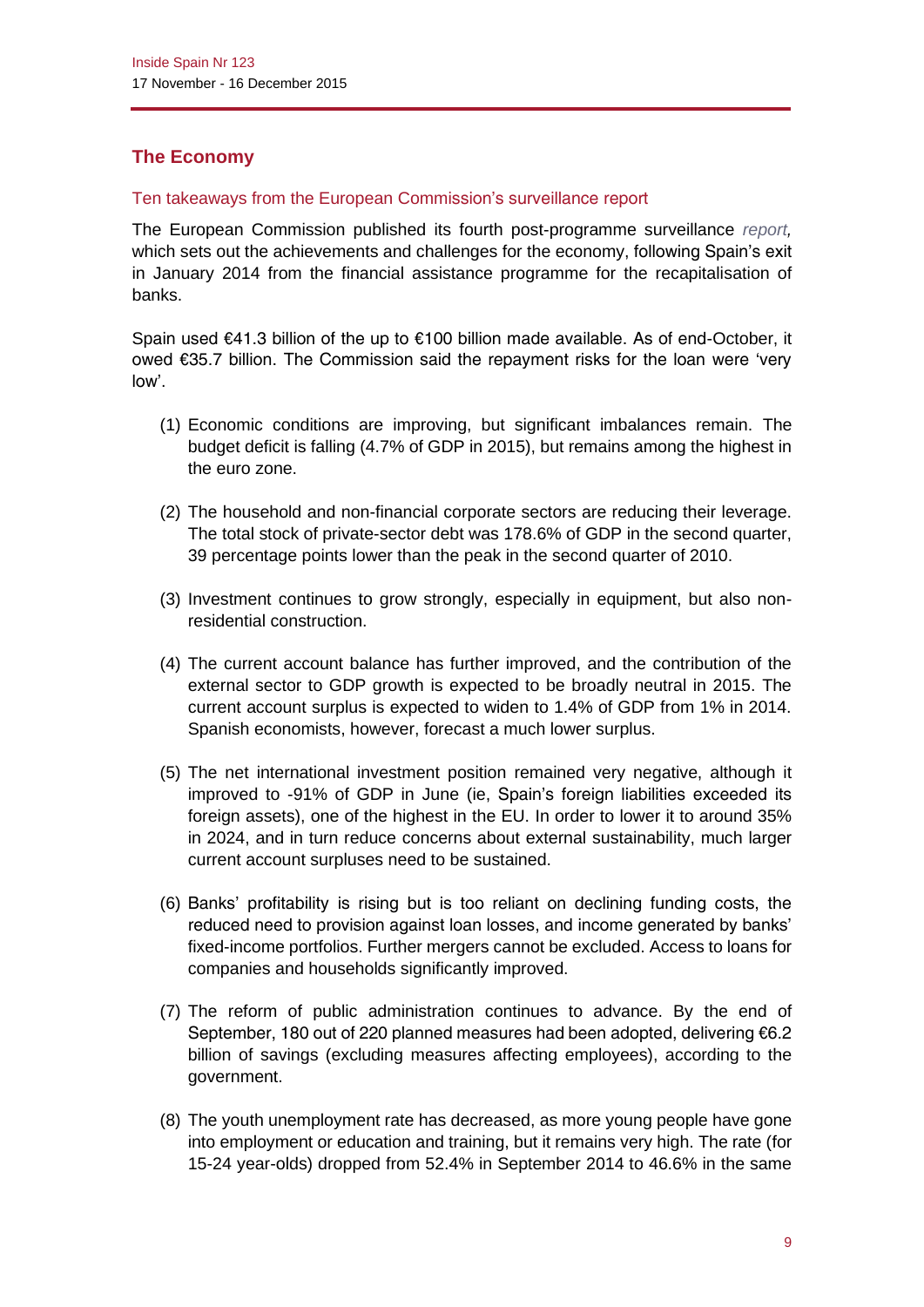## The Economy

### Ten takeaways from the European Commission's surveillance report

The European Commission published its fourth post-programme surveillance *report,* which sets out the achievements and challenges for the economy, following Spain's exit in January 2014 from the financial assistance programme for the recapitalisation of banks.

Spain used €41.3 billion of the up to €100 billion made available. As of end-October, it owed €35.7 billion. The Commission said the repayment risks for the loan were 'very low'.

(1) Economic conditions are improving, but significant imbalances remain. The budget deficit is falling (4.7% of GDP in 2015), but remains among the highest in the euro zone.

(2) The household and non-financial corporate sectors are reducing their leverage. The total stock of private-sector debt was 178.6% of GDP in the second quarter, 39 percentage points lower than the peak in the second quarter of 2010.

(3) Investment continues to grow strongly, especially in equipment, but also non-residential construction.

(4) The current account balance has further improved, and the contribution of the external sector to GDP growth is expected to be broadly neutral in 2015. The current account surplus is expected to widen to 1.4% of GDP from 1% in 2014. Spanish economists, however, forecast a much lower surplus.

(5) The net international investment position remained very negative, although it improved to -91% of GDP in June (ie, Spain's foreign liabilities exceeded its foreign assets), one of the highest in the EU. In order to lower it to around 35% in 2024, and in turn reduce concerns about external sustainability, much larger current account surpluses need to be sustained.

(6) Banks' profitability is rising but is too reliant on declining funding costs, the reduced need to provision against loan losses, and income generated by banks' fixed-income portfolios. Further mergers cannot be excluded. Access to loans for companies and households significantly improved.

(7) The reform of public administration continues to advance. By the end of September, 180 out of 220 planned measures had been adopted, delivering €6.2 billion of savings (excluding measures affecting employees), according to the government.

(8) The youth unemployment rate has decreased, as more young people have gone into employment or education and training, but it remains very high. The rate (for 15-24 year-olds) dropped from 52.4% in September 2014 to 46.6% in the same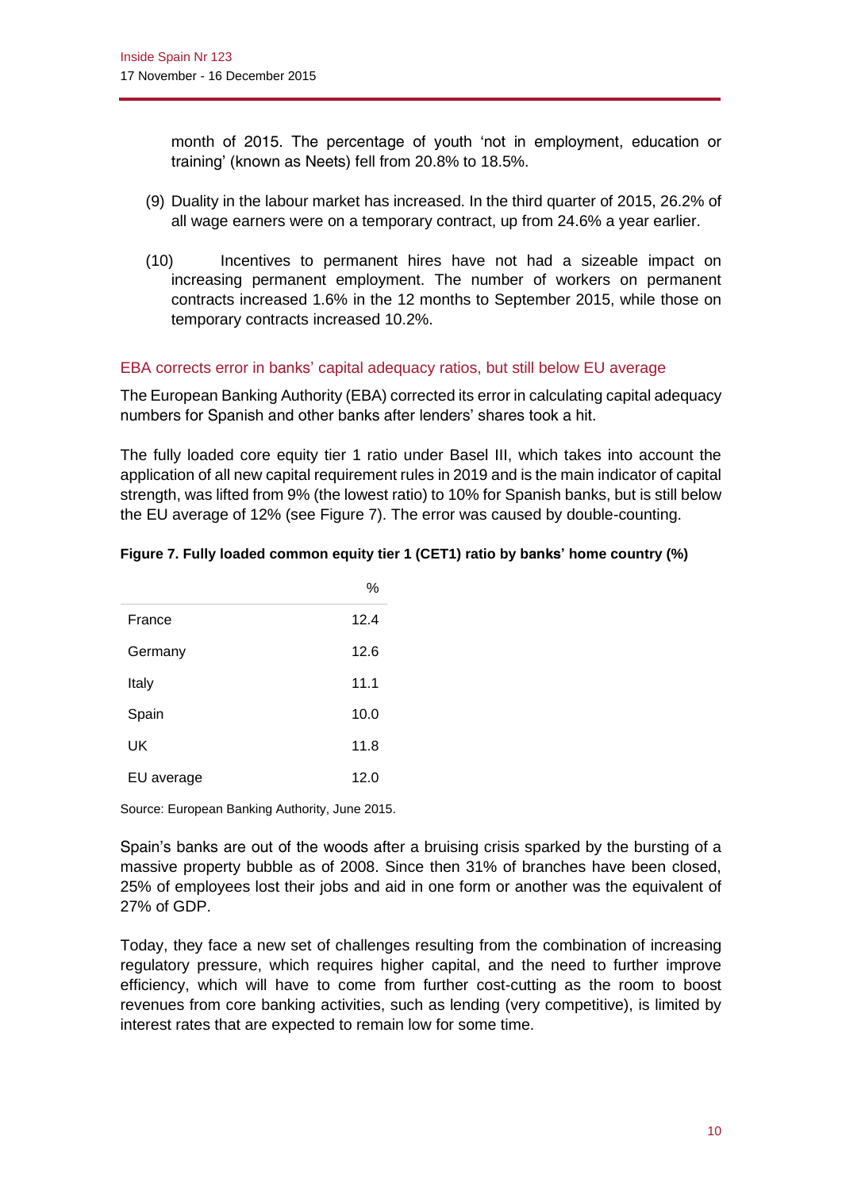month of 2015. The percentage of youth 'not in employment, education or training' (known as Neets) fell from 20.8% to 18.5%.

(9) Duality in the labour market has increased. In the third quarter of 2015, 26.2% of all wage earners were on a temporary contract, up from 24.6% a year earlier.

(10) Incentives to permanent hires have not had a sizeable impact on increasing permanent employment. The number of workers on permanent contracts increased 1.6% in the 12 months to September 2015, while those on temporary contracts increased 10.2%.

## EBA corrects error in banks' capital adequacy ratios, but still below EU average

The European Banking Authority (EBA) corrected its error in calculating capital adequacy numbers for Spanish and other banks after lenders' shares took a hit.

The fully loaded core equity tier 1 ratio under Basel III, which takes into account the application of all new capital requirement rules in 2019 and is the main indicator of capital strength, was lifted from 9% (the lowest ratio) to 10% for Spanish banks, but is still below the EU average of 12% (see Figure 7). The error was caused by double-counting.

**Figure 7. Fully loaded common equity tier 1 (CET1) ratio by banks' home country (%)**

| | % |
|---|---|
| France | 12.4 |
| Germany | 12.6 |
| Italy | 11.1 |
| Spain | 10.0 |
| UK | 11.8 |
| EU average | 12.0 |

Source: European Banking Authority, June 2015.

Spain's banks are out of the woods after a bruising crisis sparked by the bursting of a massive property bubble as of 2008. Since then 31% of branches have been closed, 25% of employees lost their jobs and aid in one form or another was the equivalent of 27% of GDP.

Today, they face a new set of challenges resulting from the combination of increasing regulatory pressure, which requires higher capital, and the need to further improve efficiency, which will have to come from further cost-cutting as the room to boost revenues from core banking activities, such as lending (very competitive), is limited by interest rates that are expected to remain low for some time.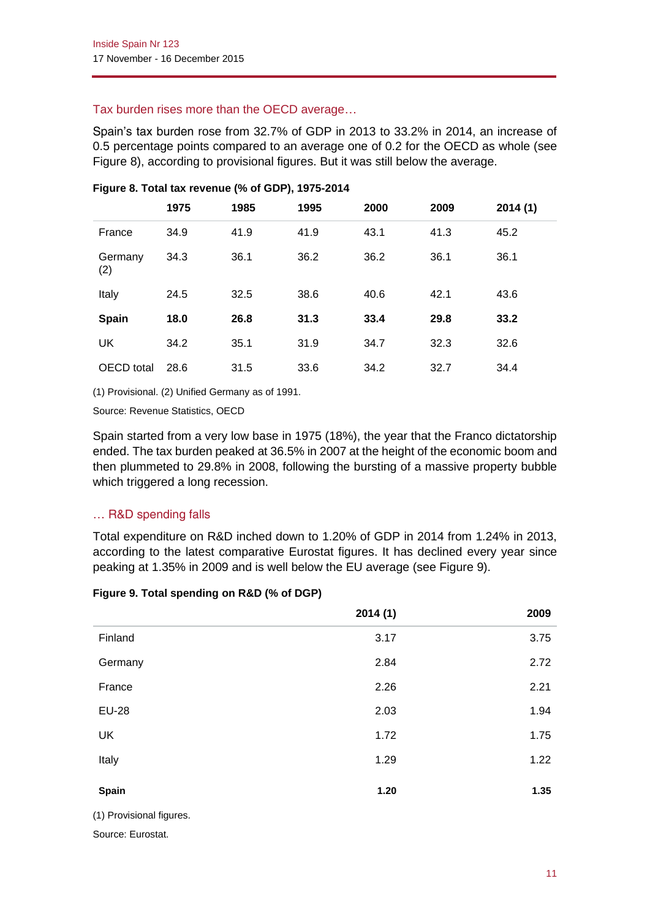## Tax burden rises more than the OECD average…

Spain's tax burden rose from 32.7% of GDP in 2013 to 33.2% in 2014, an increase of 0.5 percentage points compared to an average one of 0.2 for the OECD as whole (see Figure 8), according to provisional figures. But it was still below the average.

**Figure 8. Total tax revenue (% of GDP), 1975-2014**

| | 1975 | 1985 | 1995 | 2000 | 2009 | 2014 (1) |
|---|---|---|---|---|---|---|
| France | 34.9 | 41.9 | 41.9 | 43.1 | 41.3 | 45.2 |
| Germany (2) | 34.3 | 36.1 | 36.2 | 36.2 | 36.1 | 36.1 |
| Italy | 24.5 | 32.5 | 38.6 | 40.6 | 42.1 | 43.6 |
| **Spain** | **18.0** | **26.8** | **31.3** | **33.4** | **29.8** | **33.2** |
| UK | 34.2 | 35.1 | 31.9 | 34.7 | 32.3 | 32.6 |
| OECD total | 28.6 | 31.5 | 33.6 | 34.2 | 32.7 | 34.4 |

(1) Provisional. (2) Unified Germany as of 1991.

Source: Revenue Statistics, OECD

Spain started from a very low base in 1975 (18%), the year that the Franco dictatorship ended. The tax burden peaked at 36.5% in 2007 at the height of the economic boom and then plummeted to 29.8% in 2008, following the bursting of a massive property bubble which triggered a long recession.

## … R&D spending falls

Total expenditure on R&D inched down to 1.20% of GDP in 2014 from 1.24% in 2013, according to the latest comparative Eurostat figures. It has declined every year since peaking at 1.35% in 2009 and is well below the EU average (see Figure 9).

**Figure 9. Total spending on R&D (% of DGP)**

| | 2014 (1) | 2009 |
|---|---|---|
| Finland | 3.17 | 3.75 |
| Germany | 2.84 | 2.72 |
| France | 2.26 | 2.21 |
| EU-28 | 2.03 | 1.94 |
| UK | 1.72 | 1.75 |
| Italy | 1.29 | 1.22 |
| **Spain** | **1.20** | **1.35** |

(1) Provisional figures.

Source: Eurostat.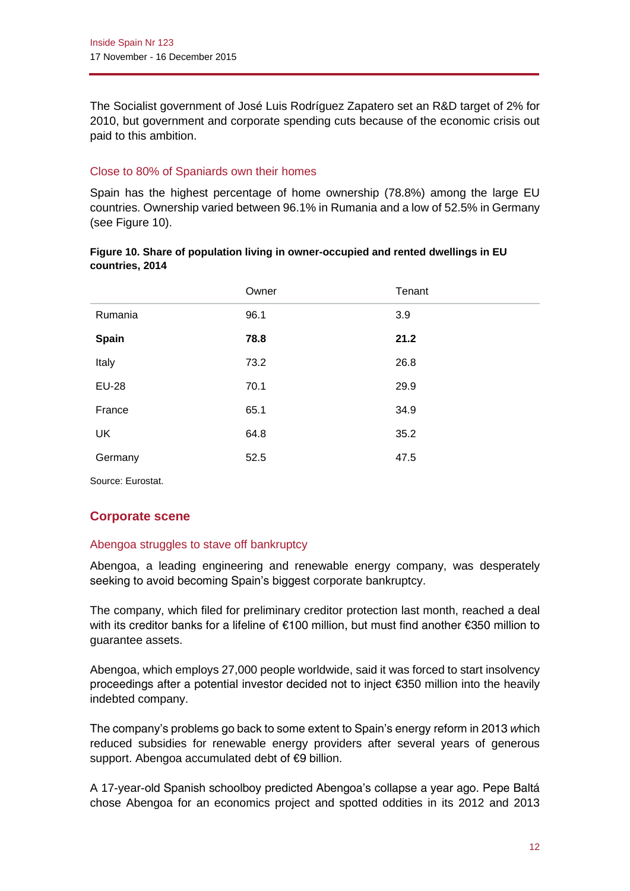The Socialist government of José Luis Rodríguez Zapatero set an R&D target of 2% for 2010, but government and corporate spending cuts because of the economic crisis out paid to this ambition.

### Close to 80% of Spaniards own their homes

Spain has the highest percentage of home ownership (78.8%) among the large EU countries. Ownership varied between 96.1% in Rumania and a low of 52.5% in Germany (see Figure 10).

**Figure 10. Share of population living in owner-occupied and rented dwellings in EU countries, 2014**

| | Owner | Tenant |
|---|---|---|
| Rumania | 96.1 | 3.9 |
| **Spain** | **78.8** | **21.2** |
| Italy | 73.2 | 26.8 |
| EU-28 | 70.1 | 29.9 |
| France | 65.1 | 34.9 |
| UK | 64.8 | 35.2 |
| Germany | 52.5 | 47.5 |

Source: Eurostat.

## Corporate scene

### Abengoa struggles to stave off bankruptcy

Abengoa, a leading engineering and renewable energy company, was desperately seeking to avoid becoming Spain's biggest corporate bankruptcy.

The company, which filed for preliminary creditor protection last month, reached a deal with its creditor banks for a lifeline of €100 million, but must find another €350 million to guarantee assets.

Abengoa, which employs 27,000 people worldwide, said it was forced to start insolvency proceedings after a potential investor decided not to inject €350 million into the heavily indebted company.

The company's problems go back to some extent to Spain's energy reform in 2013 which reduced subsidies for renewable energy providers after several years of generous support. Abengoa accumulated debt of €9 billion.

A 17-year-old Spanish schoolboy predicted Abengoa's collapse a year ago. Pepe Baltá chose Abengoa for an economics project and spotted oddities in its 2012 and 2013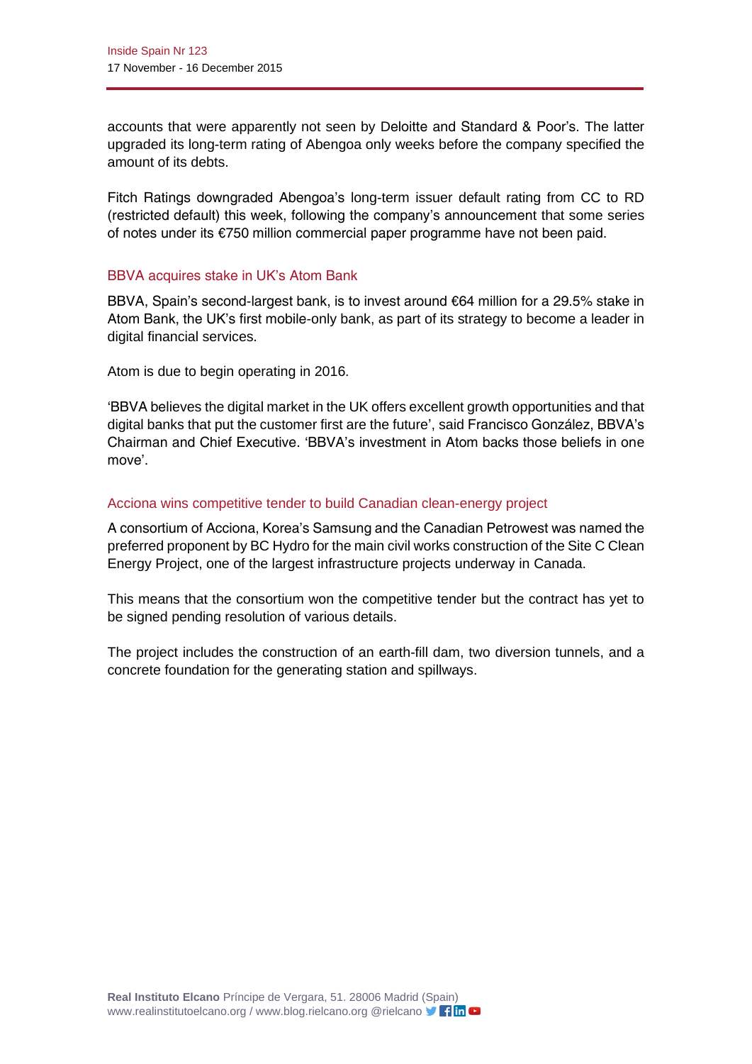accounts that were apparently not seen by Deloitte and Standard & Poor's. The latter upgraded its long-term rating of Abengoa only weeks before the company specified the amount of its debts.

Fitch Ratings downgraded Abengoa's long-term issuer default rating from CC to RD (restricted default) this week, following the company's announcement that some series of notes under its €750 million commercial paper programme have not been paid.

### BBVA acquires stake in UK's Atom Bank

BBVA, Spain's second-largest bank, is to invest around €64 million for a 29.5% stake in Atom Bank, the UK's first mobile-only bank, as part of its strategy to become a leader in digital financial services.

Atom is due to begin operating in 2016.

'BBVA believes the digital market in the UK offers excellent growth opportunities and that digital banks that put the customer first are the future', said Francisco González, BBVA's Chairman and Chief Executive. 'BBVA's investment in Atom backs those beliefs in one move'.

### Acciona wins competitive tender to build Canadian clean-energy project

A consortium of Acciona, Korea's Samsung and the Canadian Petrowest was named the preferred proponent by BC Hydro for the main civil works construction of the Site C Clean Energy Project, one of the largest infrastructure projects underway in Canada.

This means that the consortium won the competitive tender but the contract has yet to be signed pending resolution of various details.

The project includes the construction of an earth-fill dam, two diversion tunnels, and a concrete foundation for the generating station and spillways.